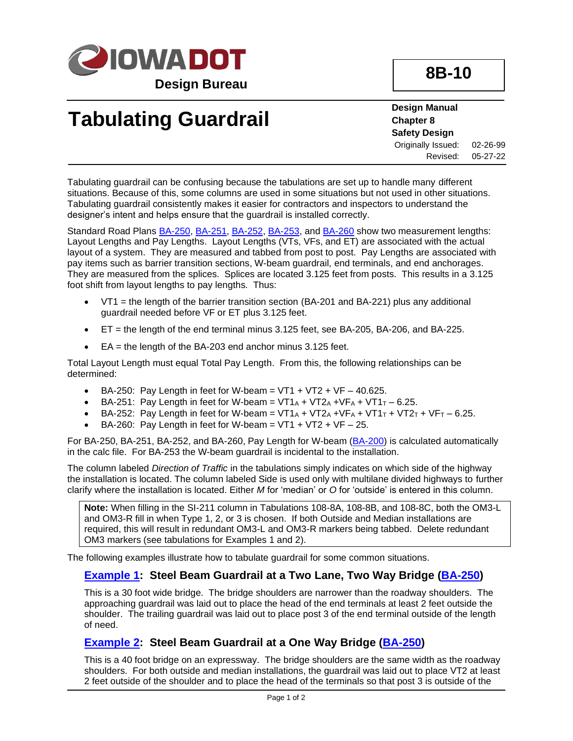IOWADOT

Design Bureau

**8B-10**

# Tabulating Guardrail

**Design Manual**
**Chapter 8**
**Safety Design**

Originally Issued: 02-26-99
Revised: 05-27-22

Tabulating guardrail can be confusing because the tabulations are set up to handle many different situations. Because of this, some columns are used in some situations but not used in other situations. Tabulating guardrail consistently makes it easier for contractors and inspectors to understand the designer's intent and helps ensure that the guardrail is installed correctly.

Standard Road Plans BA-250, BA-251, BA-252, BA-253, and BA-260 show two measurement lengths: Layout Lengths and Pay Lengths. Layout Lengths (VTs, VFs, and ET) are associated with the actual layout of a system. They are measured and tabbed from post to post. Pay Lengths are associated with pay items such as barrier transition sections, W-beam guardrail, end terminals, and end anchorages. They are measured from the splices. Splices are located 3.125 feet from posts. This results in a 3.125 foot shift from layout lengths to pay lengths. Thus:

- VT1 = the length of the barrier transition section (BA-201 and BA-221) plus any additional guardrail needed before VF or ET plus 3.125 feet.
- ET = the length of the end terminal minus 3.125 feet, see BA-205, BA-206, and BA-225.
- EA = the length of the BA-203 end anchor minus 3.125 feet.

Total Layout Length must equal Total Pay Length. From this, the following relationships can be determined:

- BA-250: Pay Length in feet for W-beam = VT1 + VT2 + VF – 40.625.
- BA-251: Pay Length in feet for W-beam = $VT1_A$ + $VT2_A$ + $VF_A$ + $VT1_T$ – 6.25.
- BA-252: Pay Length in feet for W-beam = $VT1_A$ + $VT2_A$ + $VF_A$ + $VT1_T$ + $VT2_T$ + $VF_T$ – 6.25.
- BA-260: Pay Length in feet for W-beam = VT1 + VT2 + VF – 25.

For BA-250, BA-251, BA-252, and BA-260, Pay Length for W-beam (BA-200) is calculated automatically in the calc file. For BA-253 the W-beam guardrail is incidental to the installation.

The column labeled *Direction of Traffic* in the tabulations simply indicates on which side of the highway the installation is located. The column labeled Side is used only with multilane divided highways to further clarify where the installation is located. Either *M* for 'median' or *O* for 'outside' is entered in this column.

> **Note:** When filling in the SI-211 column in Tabulations 108-8A, 108-8B, and 108-8C, both the OM3-L and OM3-R fill in when Type 1, 2, or 3 is chosen. If both Outside and Median installations are required, this will result in redundant OM3-L and OM3-R markers being tabbed. Delete redundant OM3 markers (see tabulations for Examples 1 and 2).

The following examples illustrate how to tabulate guardrail for some common situations.

### Example 1: Steel Beam Guardrail at a Two Lane, Two Way Bridge (BA-250)

This is a 30 foot wide bridge. The bridge shoulders are narrower than the roadway shoulders. The approaching guardrail was laid out to place the head of the end terminals at least 2 feet outside the shoulder. The trailing guardrail was laid out to place post 3 of the end terminal outside of the length of need.

### Example 2: Steel Beam Guardrail at a One Way Bridge (BA-250)

This is a 40 foot bridge on an expressway. The bridge shoulders are the same width as the roadway shoulders. For both outside and median installations, the guardrail was laid out to place VT2 at least 2 feet outside of the shoulder and to place the head of the terminals so that post 3 is outside of the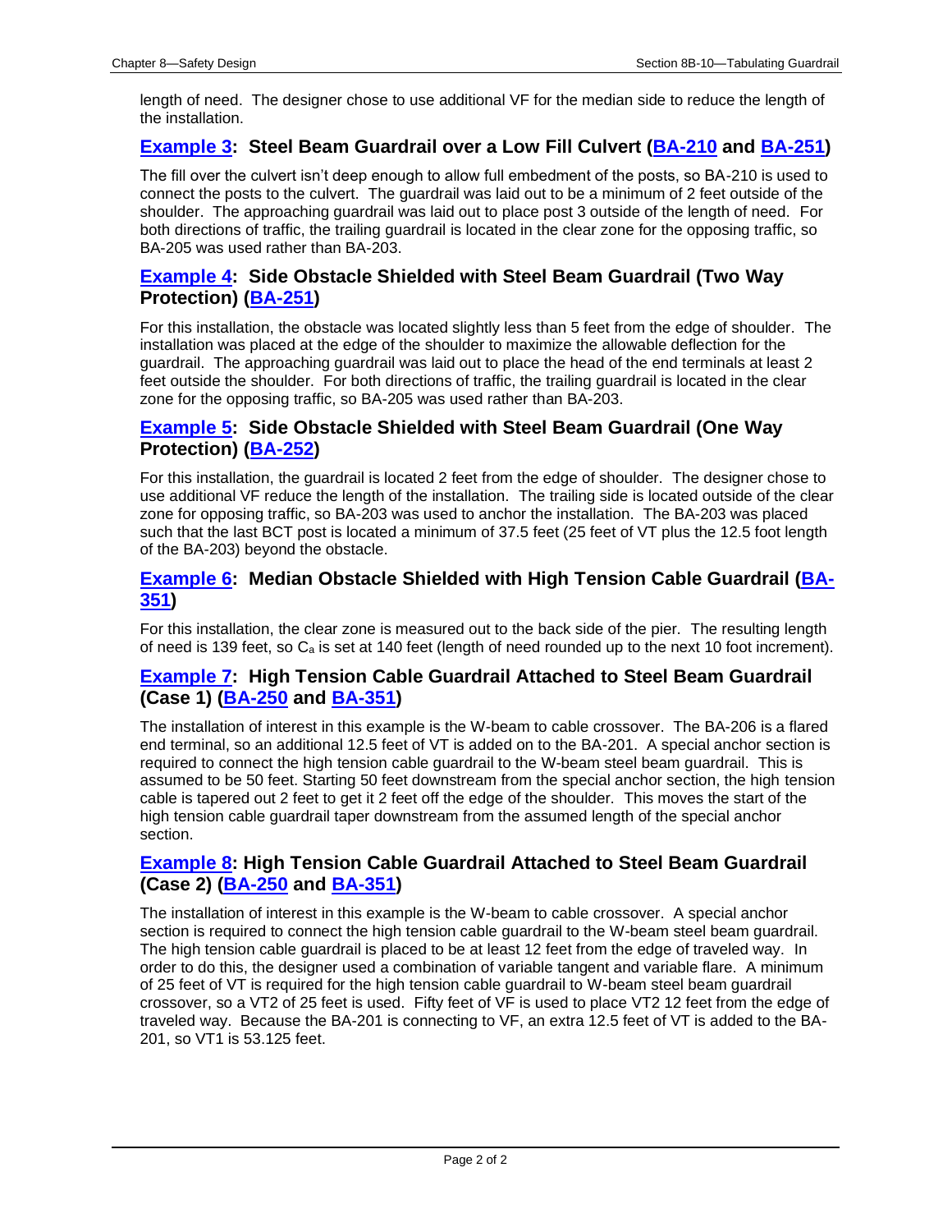length of need. The designer chose to use additional VF for the median side to reduce the length of the installation.

## [Example 3](): Steel Beam Guardrail over a Low Fill Culvert ([BA-210]() and [BA-251]())

The fill over the culvert isn't deep enough to allow full embedment of the posts, so BA-210 is used to connect the posts to the culvert. The guardrail was laid out to be a minimum of 2 feet outside of the shoulder. The approaching guardrail was laid out to place post 3 outside of the length of need. For both directions of traffic, the trailing guardrail is located in the clear zone for the opposing traffic, so BA-205 was used rather than BA-203.

## [Example 4](): Side Obstacle Shielded with Steel Beam Guardrail (Two Way Protection) ([BA-251]())

For this installation, the obstacle was located slightly less than 5 feet from the edge of shoulder. The installation was placed at the edge of the shoulder to maximize the allowable deflection for the guardrail. The approaching guardrail was laid out to place the head of the end terminals at least 2 feet outside the shoulder. For both directions of traffic, the trailing guardrail is located in the clear zone for the opposing traffic, so BA-205 was used rather than BA-203.

## [Example 5](): Side Obstacle Shielded with Steel Beam Guardrail (One Way Protection) ([BA-252]())

For this installation, the guardrail is located 2 feet from the edge of shoulder. The designer chose to use additional VF reduce the length of the installation. The trailing side is located outside of the clear zone for opposing traffic, so BA-203 was used to anchor the installation. The BA-203 was placed such that the last BCT post is located a minimum of 37.5 feet (25 feet of VT plus the 12.5 foot length of the BA-203) beyond the obstacle.

## [Example 6](): Median Obstacle Shielded with High Tension Cable Guardrail ([BA-351]())

For this installation, the clear zone is measured out to the back side of the pier. The resulting length of need is 139 feet, so $C_a$ is set at 140 feet (length of need rounded up to the next 10 foot increment).

## [Example 7](): High Tension Cable Guardrail Attached to Steel Beam Guardrail (Case 1) ([BA-250]() and [BA-351]())

The installation of interest in this example is the W-beam to cable crossover. The BA-206 is a flared end terminal, so an additional 12.5 feet of VT is added on to the BA-201. A special anchor section is required to connect the high tension cable guardrail to the W-beam steel beam guardrail. This is assumed to be 50 feet. Starting 50 feet downstream from the special anchor section, the high tension cable is tapered out 2 feet to get it 2 feet off the edge of the shoulder. This moves the start of the high tension cable guardrail taper downstream from the assumed length of the special anchor section.

## [Example 8](): High Tension Cable Guardrail Attached to Steel Beam Guardrail (Case 2) ([BA-250]() and [BA-351]())

The installation of interest in this example is the W-beam to cable crossover. A special anchor section is required to connect the high tension cable guardrail to the W-beam steel beam guardrail. The high tension cable guardrail is placed to be at least 12 feet from the edge of traveled way. In order to do this, the designer used a combination of variable tangent and variable flare. A minimum of 25 feet of VT is required for the high tension cable guardrail to W-beam steel beam guardrail crossover, so a VT2 of 25 feet is used. Fifty feet of VF is used to place VT2 12 feet from the edge of traveled way. Because the BA-201 is connecting to VF, an extra 12.5 feet of VT is added to the BA-201, so VT1 is 53.125 feet.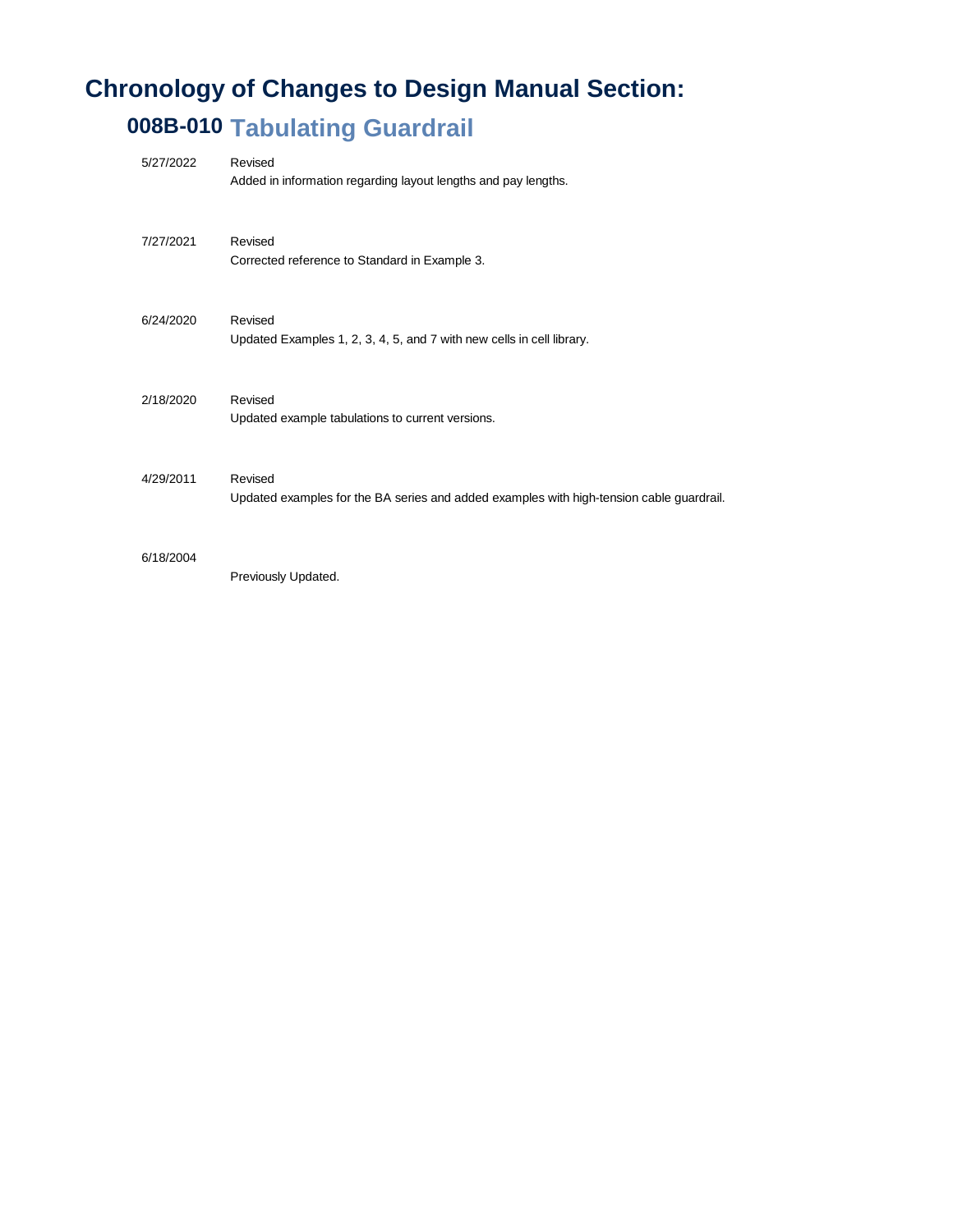# Chronology of Changes to Design Manual Section:

## 008B-010 Tabulating Guardrail

| | |
|---|---|
| 5/27/2022 | Revised<br>Added in information regarding layout lengths and pay lengths. |
| 7/27/2021 | Revised<br>Corrected reference to Standard in Example 3. |
| 6/24/2020 | Revised<br>Updated Examples 1, 2, 3, 4, 5, and 7 with new cells in cell library. |
| 2/18/2020 | Revised<br>Updated example tabulations to current versions. |
| 4/29/2011 | Revised<br>Updated examples for the BA series and added examples with high-tension cable guardrail. |
| 6/18/2004 | Previously Updated. |